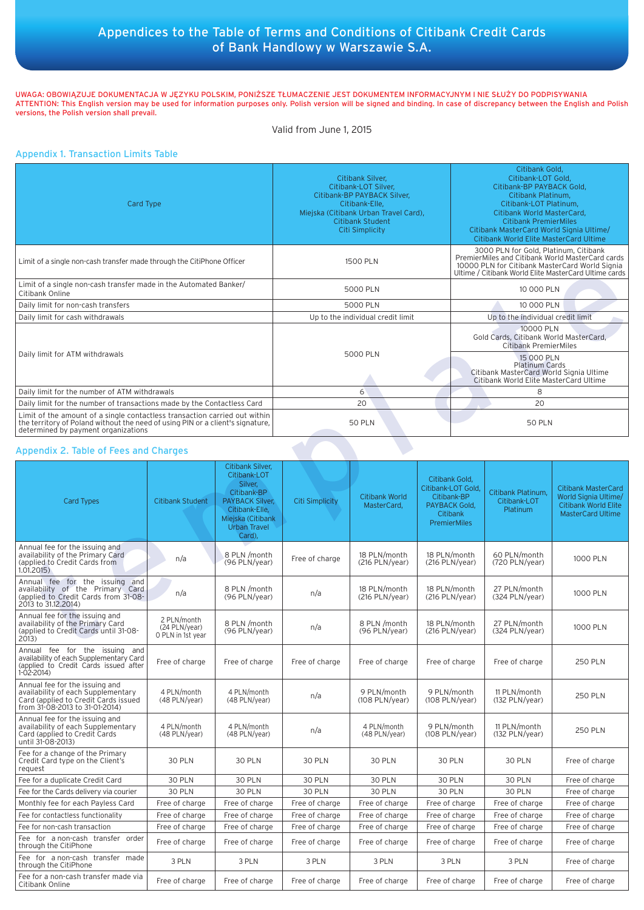# Appendices to the Table of Terms and Conditions of Citibank Credit Cards of Bank Handlowy w Warszawie S.A.

UWAGA: OBOWIĄZUJE DOKUMENTACJA W JĘZYKU POLSKIM, PONIŻSZE TŁUMACZENIE JEST DOKUMENTEM INFORMACYJNYM I NIE SŁUŻY DO PODPISYWANIA
ATTENTION: This English version may be used for information purposes only. Polish version will be signed and binding. In case of discrepancy between the English and Polish versions, the Polish version shall prevail.

Valid from June 1, 2015

## Appendix 1. Transaction Limits Table

| Card Type | Citibank Silver, Citibank-LOT Silver, Citibank-BP PAYBACK Silver, Citibank-Elle, Miejska (Citibank Urban Travel Card), Citibank Student Citi Simplicity | Citibank Gold, Citibank-LOT Gold, Citibank-BP PAYBACK Gold, Citibank Platinum, Citibank-LOT Platinum, Citibank World MasterCard, Citibank PremierMiles Citibank MasterCard World Signia Ultime/ Citibank World Elite MasterCard Ultime |
|---|---|---|
| Limit of a single non-cash transfer made through the CitiPhone Officer | 1500 PLN | 3000 PLN for Gold, Platinum, Citibank PremierMiles and Citibank World MasterCard cards 10000 PLN for Citibank MasterCard World Signia Ultime / Citibank World Elite MasterCard Ultime cards |
| Limit of a single non-cash transfer made in the Automated Banker/ Citibank Online | 5000 PLN | 10 000 PLN |
| Daily limit for non-cash transfers | 5000 PLN | 10 000 PLN |
| Daily limit for cash withdrawals | Up to the individual credit limit | Up to the individual credit limit |
| Daily limit for ATM withdrawals | 5000 PLN | 10000 PLN Gold Cards, Citibank World MasterCard, Citibank PremierMiles |
| | | 15 000 PLN Platinum Cards Citibank MasterCard World Signia Ultime Citibank World Elite MasterCard Ultime |
| Daily limit for the number of ATM withdrawals | 6 | 8 |
| Daily limit for the number of transactions made by the Contactless Card | 20 | 20 |
| Limit of the amount of a single contactless transaction carried out within the territory of Poland without the need of using PIN or a client's signature, determined by payment organizations | 50 PLN | 50 PLN |

## Appendix 2. Table of Fees and Charges

| Card Types | Citibank Student | Citibank Silver, Citibank-LOT Silver, Citibank-BP PAYBACK Silver, Citibank-Elle, Miejska (Citibank Urban Travel Card), | Citi Simplicity | Citibank World MasterCard, | Citibank Gold, Citibank-LOT Gold, Citibank-BP PAYBACK Gold, Citibank PremierMiles | Citibank Platinum, Citibank-LOT Platinum | Citibank MasterCard World Signia Ultime/ Citibank World Elite MasterCard Ultime |
|---|---|---|---|---|---|---|---|
| Annual fee for the issuing and availability of the Primary Card (applied to Credit Cards from 1.01.2015) | n/a | 8 PLN /month (96 PLN/year) | Free of charge | 18 PLN/month (216 PLN/year) | 18 PLN/month (216 PLN/year) | 60 PLN/month (720 PLN/year) | 1000 PLN |
| Annual fee for the issuing and availability of the Primary Card (applied to Credit Cards from 31-08-2013 to 31.12.2014) | n/a | 8 PLN /month (96 PLN/year) | n/a | 18 PLN/month (216 PLN/year) | 18 PLN/month (216 PLN/year) | 27 PLN/month (324 PLN/year) | 1000 PLN |
| Annual fee for the issuing and availability of the Primary Card (applied to Credit Cards until 31-08-2013) | 2 PLN/month (24 PLN/year) 0 PLN in 1st year | 8 PLN /month (96 PLN/year) | n/a | 8 PLN /month (96 PLN/year) | 18 PLN/month (216 PLN/year) | 27 PLN/month (324 PLN/year) | 1000 PLN |
| Annual fee for the issuing and availability of each Supplementary Card (applied to Credit Cards issued after 1-02-2014) | Free of charge | Free of charge | Free of charge | Free of charge | Free of charge | Free of charge | 250 PLN |
| Annual fee for the issuing and availability of each Supplementary Card (applied to Credit Cards issued from 31-08-2013 to 31-01-2014) | 4 PLN/month (48 PLN/year) | 4 PLN/month (48 PLN/year) | n/a | 9 PLN/month (108 PLN/year) | 9 PLN/month (108 PLN/year) | 11 PLN/month (132 PLN/year) | 250 PLN |
| Annual fee for the issuing and availability of each Supplementary Card (applied to Credit Cards until 31-08-2013) | 4 PLN/month (48 PLN/year) | 4 PLN/month (48 PLN/year) | n/a | 4 PLN/month (48 PLN/year) | 9 PLN/month (108 PLN/year) | 11 PLN/month (132 PLN/year) | 250 PLN |
| Fee for a change of the Primary Credit Card type on the Client's request | 30 PLN | 30 PLN | 30 PLN | 30 PLN | 30 PLN | 30 PLN | Free of charge |
| Fee for a duplicate Credit Card | 30 PLN | 30 PLN | 30 PLN | 30 PLN | 30 PLN | 30 PLN | Free of charge |
| Fee for the Cards delivery via courier | 30 PLN | 30 PLN | 30 PLN | 30 PLN | 30 PLN | 30 PLN | Free of charge |
| Monthly fee for each Payless Card | Free of charge | Free of charge | Free of charge | Free of charge | Free of charge | Free of charge | Free of charge |
| Fee for contactless functionality | Free of charge | Free of charge | Free of charge | Free of charge | Free of charge | Free of charge | Free of charge |
| Fee for non-cash transaction | Free of charge | Free of charge | Free of charge | Free of charge | Free of charge | Free of charge | Free of charge |
| Fee for a non-cash transfer order through the CitiPhone | Free of charge | Free of charge | Free of charge | Free of charge | Free of charge | Free of charge | Free of charge |
| Fee for a non-cash transfer made through the CitiPhone | 3 PLN | 3 PLN | 3 PLN | 3 PLN | 3 PLN | 3 PLN | Free of charge |
| Fee for a non-cash transfer made via Citibank Online | Free of charge | Free of charge | Free of charge | Free of charge | Free of charge | Free of charge | Free of charge |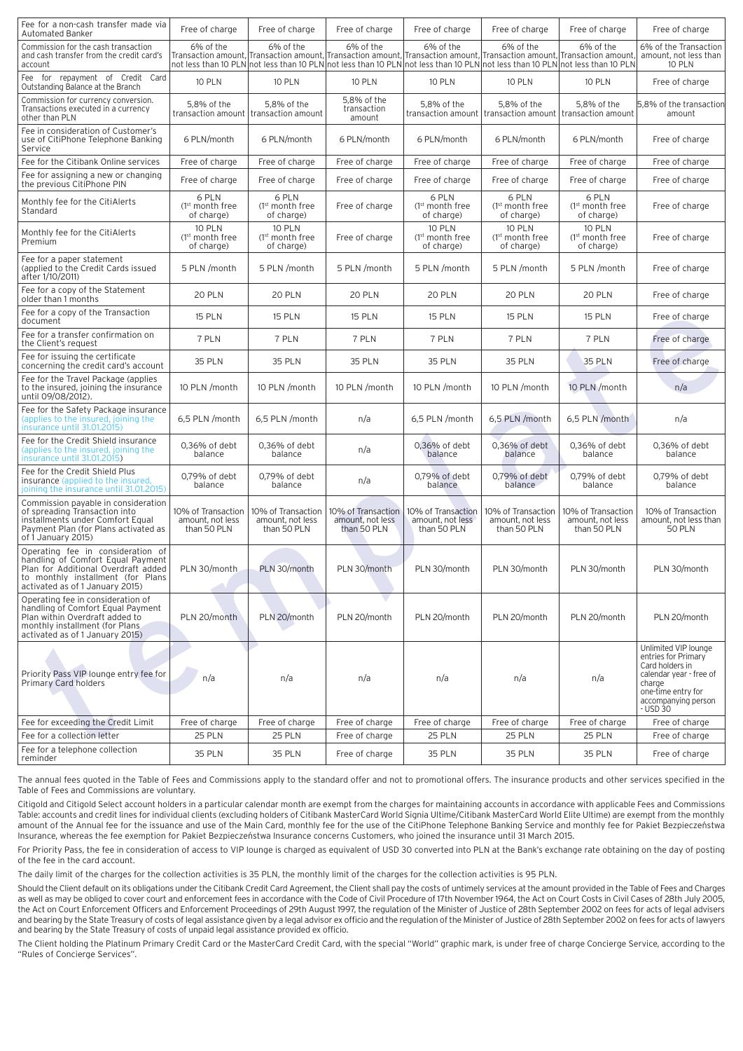| Fee for a non-cash transfer made via Automated Banker | Free of charge | Free of charge | Free of charge | Free of charge | Free of charge | Free of charge | Free of charge |
|---|---|---|---|---|---|---|---|
| Commission for the cash transaction and cash transfer from the credit card's account | 6% of the Transaction amount, not less than 10 PLN | 6% of the Transaction amount, not less than 10 PLN | 6% of the Transaction amount, not less than 10 PLN | 6% of the Transaction amount, not less than 10 PLN | 6% of the Transaction amount, not less than 10 PLN | 6% of the Transaction amount, not less than 10 PLN | 6% of the Transaction amount, not less than 10 PLN |
| Fee for repayment of Credit Card Outstanding Balance at the Branch | 10 PLN | 10 PLN | 10 PLN | 10 PLN | 10 PLN | 10 PLN | Free of charge |
| Commission for currency conversion. Transactions executed in a currency other than PLN | 5,8% of the transaction amount | 5,8% of the transaction amount | 5,8% of the transaction amount | 5,8% of the transaction amount | 5,8% of the transaction amount | 5,8% of the transaction amount | 5,8% of the transaction amount |
| Fee in consideration of Customer's use of CitiPhone Telephone Banking Service | 6 PLN/month | 6 PLN/month | 6 PLN/month | 6 PLN/month | 6 PLN/month | 6 PLN/month | Free of charge |
| Fee for the Citibank Online services | Free of charge | Free of charge | Free of charge | Free of charge | Free of charge | Free of charge | Free of charge |
| Fee for assigning a new or changing the previous CitiPhone PIN | Free of charge | Free of charge | Free of charge | Free of charge | Free of charge | Free of charge | Free of charge |
| Monthly fee for the CitiAlerts Standard | 6 PLN (1st month free of charge) | 6 PLN (1st month free of charge) | Free of charge | 6 PLN (1st month free of charge) | 6 PLN (1st month free of charge) | 6 PLN (1st month free of charge) | Free of charge |
| Monthly fee for the CitiAlerts Premium | 10 PLN (1st month free of charge) | 10 PLN (1st month free of charge) | Free of charge | 10 PLN (1st month free of charge) | 10 PLN (1st month free of charge) | 10 PLN (1st month free of charge) | Free of charge |
| Fee for a paper statement (applied to the Credit Cards issued after 1/10/2011) | 5 PLN /month | 5 PLN /month | 5 PLN /month | 5 PLN /month | 5 PLN /month | 5 PLN /month | Free of charge |
| Fee for a copy of the Statement older than 1 months | 20 PLN | 20 PLN | 20 PLN | 20 PLN | 20 PLN | 20 PLN | Free of charge |
| Fee for a copy of the Transaction document | 15 PLN | 15 PLN | 15 PLN | 15 PLN | 15 PLN | 15 PLN | Free of charge |
| Fee for a transfer confirmation on the Client's request | 7 PLN | 7 PLN | 7 PLN | 7 PLN | 7 PLN | 7 PLN | Free of charge |
| Fee for issuing the certificate concerning the credit card's account | 35 PLN | 35 PLN | 35 PLN | 35 PLN | 35 PLN | 35 PLN | Free of charge |
| Fee for the Travel Package (applies to the insured, joining the insurance until 09/08/2012). | 10 PLN /month | 10 PLN /month | 10 PLN /month | 10 PLN /month | 10 PLN /month | 10 PLN /month | n/a |
| Fee for the Safety Package insurance (applies to the insured, joining the insurance until 31.01.2015) | 6,5 PLN /month | 6,5 PLN /month | n/a | 6,5 PLN /month | 6,5 PLN /month | 6,5 PLN /month | n/a |
| Fee for the Credit Shield insurance (applies to the insured, joining the insurance until 31.01.2015) | 0,36% of debt balance | 0,36% of debt balance | n/a | 0,36% of debt balance | 0,36% of debt balance | 0,36% of debt balance | 0,36% of debt balance |
| Fee for the Credit Shield Plus insurance (applied to the insured, joining the insurance until 31.01.2015) | 0,79% of debt balance | 0,79% of debt balance | n/a | 0,79% of debt balance | 0,79% of debt balance | 0,79% of debt balance | 0,79% of debt balance |
| Commission payable in consideration of spreading Transaction into installments under Comfort Equal Payment Plan (for Plans activated as of 1 January 2015) | 10% of Transaction amount, not less than 50 PLN | 10% of Transaction amount, not less than 50 PLN | 10% of Transaction amount, not less than 50 PLN | 10% of Transaction amount, not less than 50 PLN | 10% of Transaction amount, not less than 50 PLN | 10% of Transaction amount, not less than 50 PLN | 10% of Transaction amount, not less than 50 PLN |
| Operating fee in consideration of handling of Comfort Equal Payment Plan for Additional Overdraft added to monthly installment (for Plans activated as of 1 January 2015) | PLN 30/month | PLN 30/month | PLN 30/month | PLN 30/month | PLN 30/month | PLN 30/month | PLN 30/month |
| Operating fee in consideration of handling of Comfort Equal Payment Plan within Overdraft added to monthly installment (for Plans activated as of 1 January 2015) | PLN 20/month | PLN 20/month | PLN 20/month | PLN 20/month | PLN 20/month | PLN 20/month | PLN 20/month |
| Priority Pass VIP lounge entry fee for Primary Card holders | n/a | n/a | n/a | n/a | n/a | n/a | Unlimited VIP lounge entries for Primary Card holders in calendar year - free of charge one-time entry for accompanying person - USD 30 |
| Fee for exceeding the Credit Limit | Free of charge | Free of charge | Free of charge | Free of charge | Free of charge | Free of charge | Free of charge |
| Fee for a collection letter | 25 PLN | 25 PLN | Free of charge | 25 PLN | 25 PLN | 25 PLN | Free of charge |
| Fee for a telephone collection reminder | 35 PLN | 35 PLN | Free of charge | 35 PLN | 35 PLN | 35 PLN | Free of charge |

The annual fees quoted in the Table of Fees and Commissions apply to the standard offer and not to promotional offers. The insurance products and other services specified in the Table of Fees and Commissions are voluntary.

Citigold and Citigold Select account holders in a particular calendar month are exempt from the charges for maintaining accounts in accordance with applicable Fees and Commissions Table: accounts and credit lines for individual clients (excluding holders of Citibank MasterCard World Signia Ultime/Citibank MasterCard World Elite Ultime) are exempt from the monthly amount of the Annual fee for the issuance and use of the Main Card, monthly fee for the use of the CitiPhone Telephone Banking Service and monthly fee for Pakiet Bezpieczeństwa Insurance, whereas the fee exemption for Pakiet Bezpieczeństwa Insurance concerns Customers, who joined the insurance until 31 March 2015.

For Priority Pass, the fee in consideration of access to VIP lounge is charged as equivalent of USD 30 converted into PLN at the Bank's exchange rate obtaining on the day of posting of the fee in the card account.

The daily limit of the charges for the collection activities is 35 PLN, the monthly limit of the charges for the collection activities is 95 PLN.

Should the Client default on its obligations under the Citibank Credit Card Agreement, the Client shall pay the costs of untimely services at the amount provided in the Table of Fees and Charges as well as may be obliged to cover court and enforcement fees in accordance with the Code of Civil Procedure of 17th November 1964, the Act on Court Costs in Civil Cases of 28th July 2005, the Act on Court Enforcement Officers and Enforcement Proceedings of 29th August 1997, the regulation of the Minister of Justice of 28th September 2002 on fees for acts of legal advisers and bearing by the State Treasury of costs of legal assistance given by a legal advisor ex officio and the regulation of the Minister of Justice of 28th September 2002 on fees for acts of lawyers and bearing by the State Treasury of costs of unpaid legal assistance provided ex officio.

The Client holding the Platinum Primary Credit Card or the MasterCard Credit Card, with the special "World" graphic mark, is under free of charge Concierge Service, according to the "Rules of Concierge Services".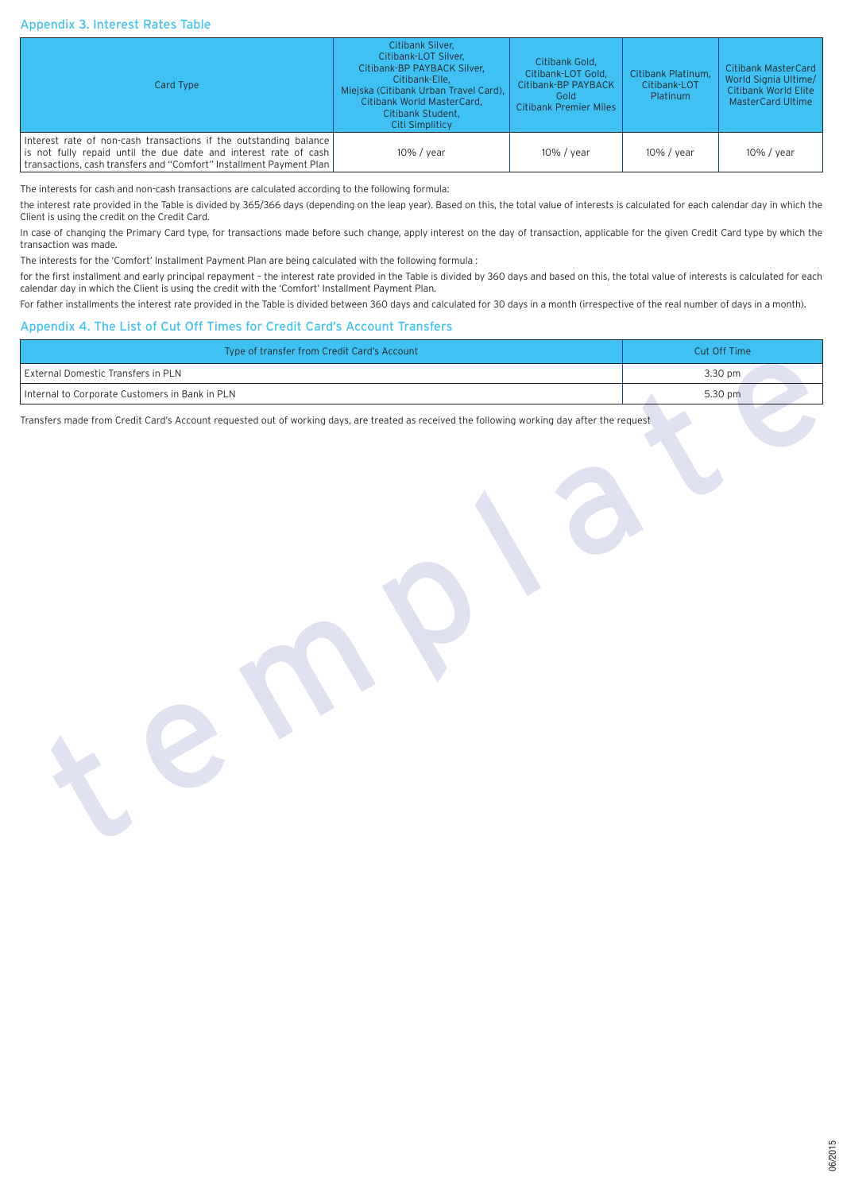## Appendix 3. Interest Rates Table

| Card Type | Citibank Silver, Citibank-LOT Silver, Citibank-BP PAYBACK Silver, Citibank-Elle, Miejska (Citibank Urban Travel Card), Citibank World MasterCard, Citibank Student, Citi Simplicity | Citibank Gold, Citibank-LOT Gold, Citibank-BP PAYBACK Gold Citibank Premier Miles | Citibank Platinum, Citibank-LOT Platinum | Citibank MasterCard World Signia Ultime/ Citibank World Elite MasterCard Ultime |
|---|---|---|---|---|
| Interest rate of non-cash transactions if the outstanding balance is not fully repaid until the due date and interest rate of cash transactions, cash transfers and "Comfort" Installment Payment Plan | 10% / year | 10% / year | 10% / year | 10% / year |

The interests for cash and non-cash transactions are calculated according to the following formula:

the interest rate provided in the Table is divided by 365/366 days (depending on the leap year). Based on this, the total value of interests is calculated for each calendar day in which the Client is using the credit on the Credit Card.

In case of changing the Primary Card type, for transactions made before such change, apply interest on the day of transaction, applicable for the given Credit Card type by which the transaction was made.

The interests for the 'Comfort' Installment Payment Plan are being calculated with the following formula :

for the first installment and early principal repayment – the interest rate provided in the Table is divided by 360 days and based on this, the total value of interests is calculated for each calendar day in which the Client is using the credit with the 'Comfort' Installment Payment Plan.

For father installments the interest rate provided in the Table is divided between 360 days and calculated for 30 days in a month (irrespective of the real number of days in a month).

## Appendix 4. The List of Cut Off Times for Credit Card's Account Transfers

| Type of transfer from Credit Card's Account | Cut Off Time |
|---|---|
| External Domestic Transfers in PLN | 3.30 pm |
| Internal to Corporate Customers in Bank in PLN | 5.30 pm |

Transfers made from Credit Card's Account requested out of working days, are treated as received the following working day after the request

06/2015